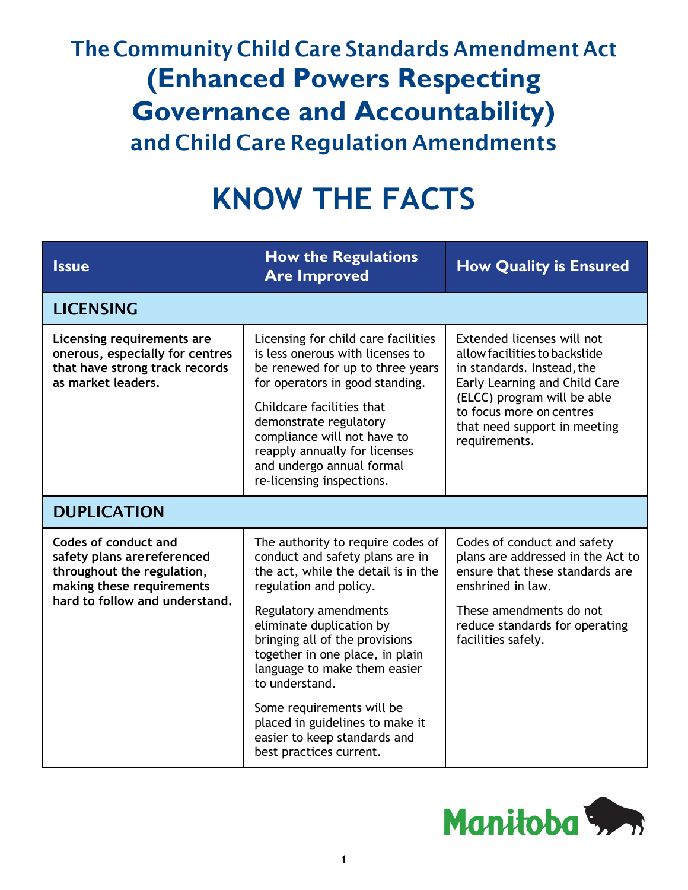# The Community Child Care Standards Amendment Act (Enhanced Powers Respecting Governance and Accountability) and Child Care Regulation Amendments

# KNOW THE FACTS

| Issue | How the Regulations Are Improved | How Quality is Ensured |
|---|---|---|
| **LICENSING** | | |
| **Licensing requirements are onerous, especially for centres that have strong track records as market leaders.** | Licensing for child care facilities is less onerous with licenses to be renewed for up to three years for operators in good standing.<br><br>Childcare facilities that demonstrate regulatory compliance will not have to reapply annually for licenses and undergo annual formal re-licensing inspections. | Extended licenses will not allow facilities to backslide in standards. Instead, the Early Learning and Child Care (ELCC) program will be able to focus more on centres that need support in meeting requirements. |
| **DUPLICATION** | | |
| **Codes of conduct and safety plans are referenced throughout the regulation, making these requirements hard to follow and understand.** | The authority to require codes of conduct and safety plans are in the act, while the detail is in the regulation and policy.<br><br>Regulatory amendments eliminate duplication by bringing all of the provisions together in one place, in plain language to make them easier to understand.<br><br>Some requirements will be placed in guidelines to make it easier to keep standards and best practices current. | Codes of conduct and safety plans are addressed in the Act to ensure that these standards are enshrined in law.<br><br>These amendments do not reduce standards for operating facilities safely. |

Manitoba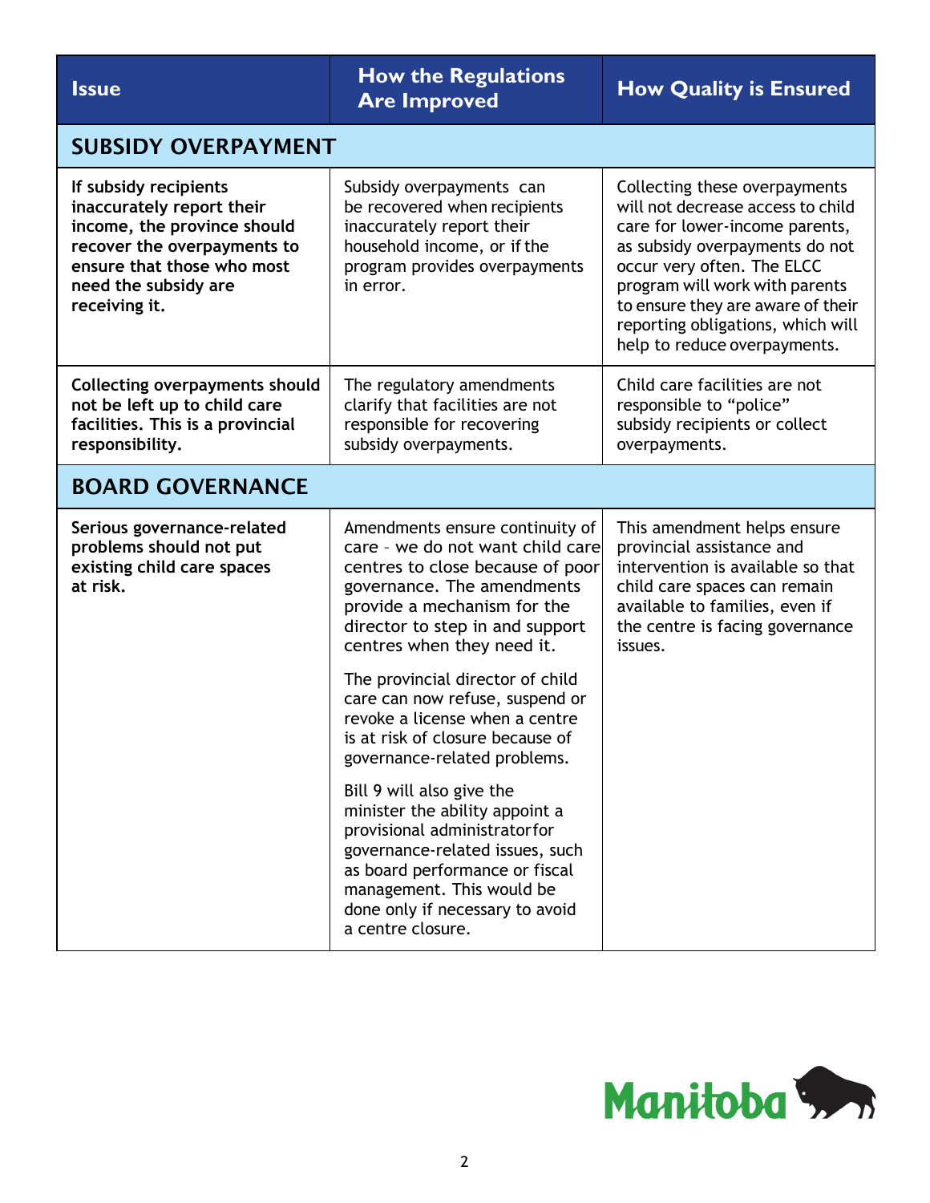| Issue | How the Regulations Are Improved | How Quality is Ensured |
|---|---|---|
| **SUBSIDY OVERPAYMENT** | | |
| **If subsidy recipients inaccurately report their income, the province should recover the overpayments to ensure that those who most need the subsidy are receiving it.** | Subsidy overpayments can be recovered when recipients inaccurately report their household income, or if the program provides overpayments in error. | Collecting these overpayments will not decrease access to child care for lower-income parents, as subsidy overpayments do not occur very often. The ELCC program will work with parents to ensure they are aware of their reporting obligations, which will help to reduce overpayments. |
| **Collecting overpayments should not be left up to child care facilities. This is a provincial responsibility.** | The regulatory amendments clarify that facilities are not responsible for recovering subsidy overpayments. | Child care facilities are not responsible to "police" subsidy recipients or collect overpayments. |
| **BOARD GOVERNANCE** | | |
| **Serious governance-related problems should not put existing child care spaces at risk.** | Amendments ensure continuity of care – we do not want child care centres to close because of poor governance. The amendments provide a mechanism for the director to step in and support centres when they need it.<br><br>The provincial director of child care can now refuse, suspend or revoke a license when a centre is at risk of closure because of governance-related problems.<br><br>Bill 9 will also give the minister the ability appoint a provisional administratorfor governance-related issues, such as board performance or fiscal management. This would be done only if necessary to avoid a centre closure. | This amendment helps ensure provincial assistance and intervention is available so that child care spaces can remain available to families, even if the centre is facing governance issues. |

Manitoba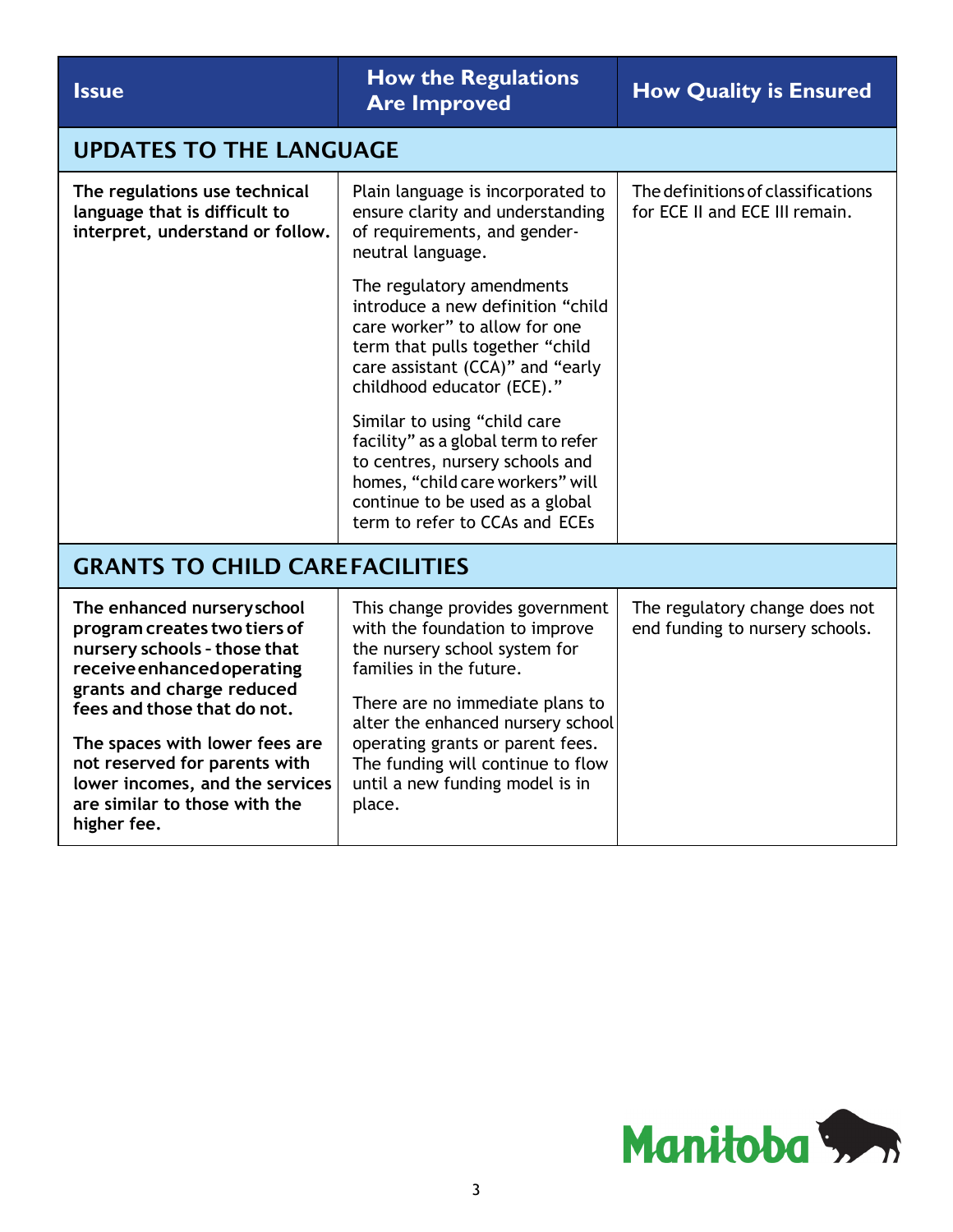| Issue | How the Regulations Are Improved | How Quality is Ensured |
|---|---|---|
| **UPDATES TO THE LANGUAGE** | | |
| **The regulations use technical language that is difficult to interpret, understand or follow.** | Plain language is incorporated to ensure clarity and understanding of requirements, and gender-neutral language.<br><br>The regulatory amendments introduce a new definition "child care worker" to allow for one term that pulls together "child care assistant (CCA)" and "early childhood educator (ECE)."<br><br>Similar to using "child care facility" as a global term to refer to centres, nursery schools and homes, "child care workers" will continue to be used as a global term to refer to CCAs and ECEs | The definitions of classifications for ECE II and ECE III remain. |
| **GRANTS TO CHILD CARE FACILITIES** | | |
| **The enhanced nursery school program creates two tiers of nursery schools – those that receive enhanced operating grants and charge reduced fees and those that do not.**<br><br>**The spaces with lower fees are not reserved for parents with lower incomes, and the services are similar to those with the higher fee.** | This change provides government with the foundation to improve the nursery school system for families in the future.<br><br>There are no immediate plans to alter the enhanced nursery school operating grants or parent fees. The funding will continue to flow until a new funding model is in place. | The regulatory change does not end funding to nursery schools. |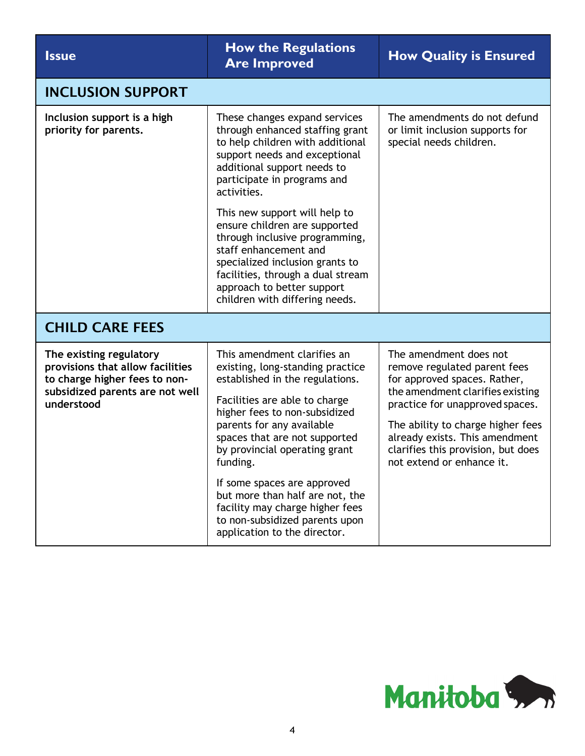| Issue | How the Regulations Are Improved | How Quality is Ensured |
|---|---|---|
| **INCLUSION SUPPORT** | | |
| **Inclusion support is a high priority for parents.** | These changes expand services through enhanced staffing grant to help children with additional support needs and exceptional additional support needs to participate in programs and activities.<br><br>This new support will help to ensure children are supported through inclusive programming, staff enhancement and specialized inclusion grants to facilities, through a dual stream approach to better support children with differing needs. | The amendments do not defund or limit inclusion supports for special needs children. |
| **CHILD CARE FEES** | | |
| **The existing regulatory provisions that allow facilities to charge higher fees to non-subsidized parents are not well understood** | This amendment clarifies an existing, long-standing practice established in the regulations.<br><br>Facilities are able to charge higher fees to non-subsidized parents for any available spaces that are not supported by provincial operating grant funding.<br><br>If some spaces are approved but more than half are not, the facility may charge higher fees to non-subsidized parents upon application to the director. | The amendment does not remove regulated parent fees for approved spaces. Rather, the amendment clarifies existing practice for unapproved spaces.<br><br>The ability to charge higher fees already exists. This amendment clarifies this provision, but does not extend or enhance it. |

Manitoba